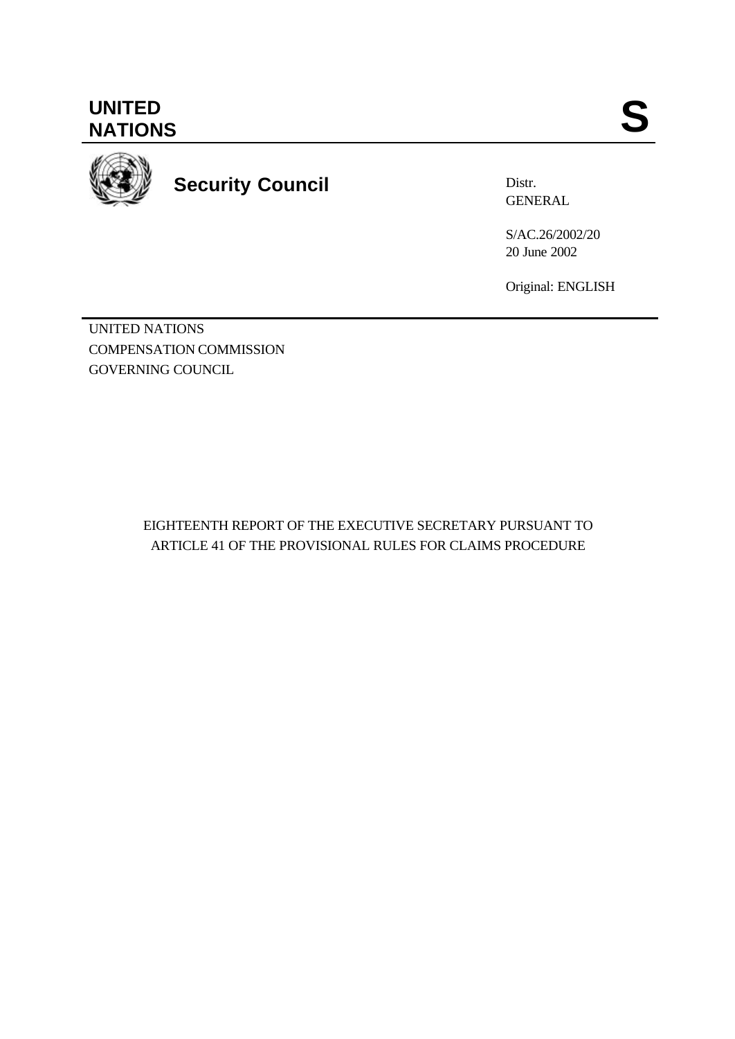**UNITED NATIONS** **S**

**Security Council**

Distr.
GENERAL

S/AC.26/2002/20
20 June 2002

Original: ENGLISH

UNITED NATIONS
COMPENSATION COMMISSION
GOVERNING COUNCIL

EIGHTEENTH REPORT OF THE EXECUTIVE SECRETARY PURSUANT TO ARTICLE 41 OF THE PROVISIONAL RULES FOR CLAIMS PROCEDURE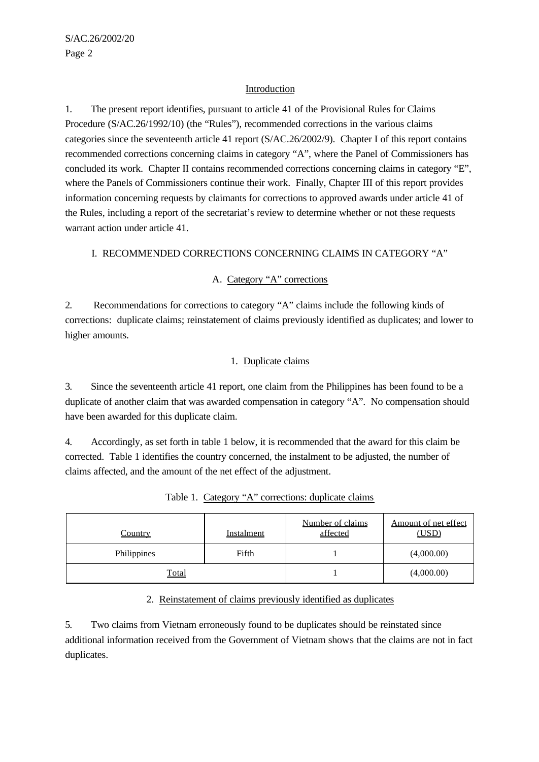## Introduction

1. The present report identifies, pursuant to article 41 of the Provisional Rules for Claims Procedure (S/AC.26/1992/10) (the "Rules"), recommended corrections in the various claims categories since the seventeenth article 41 report (S/AC.26/2002/9). Chapter I of this report contains recommended corrections concerning claims in category "A", where the Panel of Commissioners has concluded its work. Chapter II contains recommended corrections concerning claims in category "E", where the Panels of Commissioners continue their work. Finally, Chapter III of this report provides information concerning requests by claimants for corrections to approved awards under article 41 of the Rules, including a report of the secretariat's review to determine whether or not these requests warrant action under article 41.

## I. RECOMMENDED CORRECTIONS CONCERNING CLAIMS IN CATEGORY "A"

### A. Category "A" corrections

2. Recommendations for corrections to category "A" claims include the following kinds of corrections: duplicate claims; reinstatement of claims previously identified as duplicates; and lower to higher amounts.

#### 1. Duplicate claims

3. Since the seventeenth article 41 report, one claim from the Philippines has been found to be a duplicate of another claim that was awarded compensation in category "A". No compensation should have been awarded for this duplicate claim.

4. Accordingly, as set forth in table 1 below, it is recommended that the award for this claim be corrected. Table 1 identifies the country concerned, the instalment to be adjusted, the number of claims affected, and the amount of the net effect of the adjustment.

Table 1. Category "A" corrections: duplicate claims

| Country | Instalment | Number of claims affected | Amount of net effect (USD) |
|---|---|---|---|
| Philippines | Fifth | 1 | (4,000.00) |
| Total | | 1 | (4,000.00) |

#### 2. Reinstatement of claims previously identified as duplicates

5. Two claims from Vietnam erroneously found to be duplicates should be reinstated since additional information received from the Government of Vietnam shows that the claims are not in fact duplicates.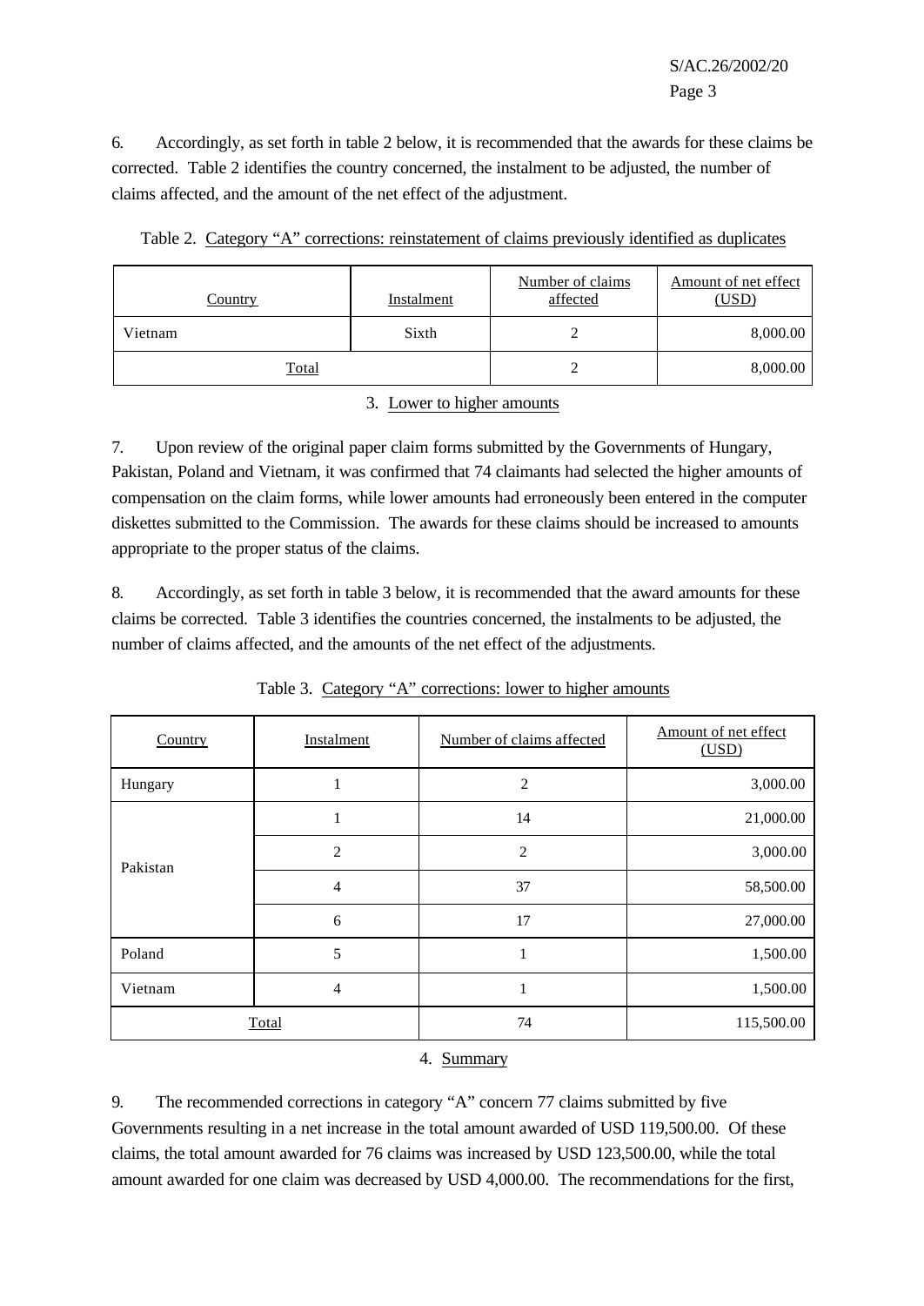6. Accordingly, as set forth in table 2 below, it is recommended that the awards for these claims be corrected. Table 2 identifies the country concerned, the instalment to be adjusted, the number of claims affected, and the amount of the net effect of the adjustment.

Table 2. Category "A" corrections: reinstatement of claims previously identified as duplicates

| Country | Instalment | Number of claims affected | Amount of net effect (USD) |
|---|---|---|---|
| Vietnam | Sixth | 2 | 8,000.00 |
| Total | | 2 | 8,000.00 |

3. Lower to higher amounts

7. Upon review of the original paper claim forms submitted by the Governments of Hungary, Pakistan, Poland and Vietnam, it was confirmed that 74 claimants had selected the higher amounts of compensation on the claim forms, while lower amounts had erroneously been entered in the computer diskettes submitted to the Commission. The awards for these claims should be increased to amounts appropriate to the proper status of the claims.

8. Accordingly, as set forth in table 3 below, it is recommended that the award amounts for these claims be corrected. Table 3 identifies the countries concerned, the instalments to be adjusted, the number of claims affected, and the amounts of the net effect of the adjustments.

Table 3. Category "A" corrections: lower to higher amounts

| Country | Instalment | Number of claims affected | Amount of net effect (USD) |
|---|---|---|---|
| Hungary | 1 | 2 | 3,000.00 |
| Pakistan | 1 | 14 | 21,000.00 |
| | 2 | 2 | 3,000.00 |
| | 4 | 37 | 58,500.00 |
| | 6 | 17 | 27,000.00 |
| Poland | 5 | 1 | 1,500.00 |
| Vietnam | 4 | 1 | 1,500.00 |
| Total | | 74 | 115,500.00 |

4. Summary

9. The recommended corrections in category "A" concern 77 claims submitted by five Governments resulting in a net increase in the total amount awarded of USD 119,500.00. Of these claims, the total amount awarded for 76 claims was increased by USD 123,500.00, while the total amount awarded for one claim was decreased by USD 4,000.00. The recommendations for the first,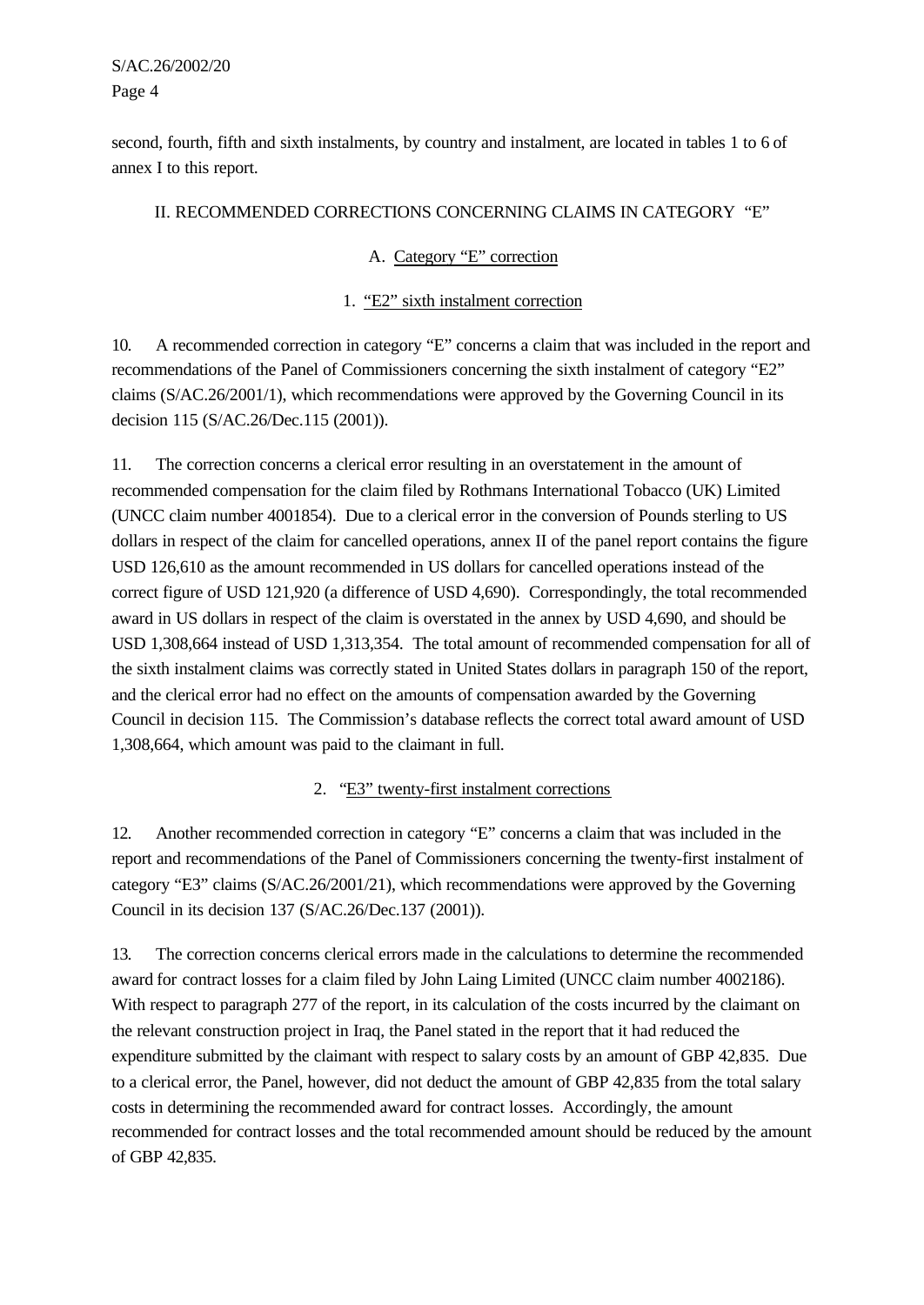second, fourth, fifth and sixth instalments, by country and instalment, are located in tables 1 to 6 of annex I to this report.

## II. RECOMMENDED CORRECTIONS CONCERNING CLAIMS IN CATEGORY "E"

### A. Category "E" correction

#### 1. "E2" sixth instalment correction

10. A recommended correction in category "E" concerns a claim that was included in the report and recommendations of the Panel of Commissioners concerning the sixth instalment of category "E2" claims (S/AC.26/2001/1), which recommendations were approved by the Governing Council in its decision 115 (S/AC.26/Dec.115 (2001)).

11. The correction concerns a clerical error resulting in an overstatement in the amount of recommended compensation for the claim filed by Rothmans International Tobacco (UK) Limited (UNCC claim number 4001854). Due to a clerical error in the conversion of Pounds sterling to US dollars in respect of the claim for cancelled operations, annex II of the panel report contains the figure USD 126,610 as the amount recommended in US dollars for cancelled operations instead of the correct figure of USD 121,920 (a difference of USD 4,690). Correspondingly, the total recommended award in US dollars in respect of the claim is overstated in the annex by USD 4,690, and should be USD 1,308,664 instead of USD 1,313,354. The total amount of recommended compensation for all of the sixth instalment claims was correctly stated in United States dollars in paragraph 150 of the report, and the clerical error had no effect on the amounts of compensation awarded by the Governing Council in decision 115. The Commission's database reflects the correct total award amount of USD 1,308,664, which amount was paid to the claimant in full.

#### 2. "E3" twenty-first instalment corrections

12. Another recommended correction in category "E" concerns a claim that was included in the report and recommendations of the Panel of Commissioners concerning the twenty-first instalment of category "E3" claims (S/AC.26/2001/21), which recommendations were approved by the Governing Council in its decision 137 (S/AC.26/Dec.137 (2001)).

13. The correction concerns clerical errors made in the calculations to determine the recommended award for contract losses for a claim filed by John Laing Limited (UNCC claim number 4002186). With respect to paragraph 277 of the report, in its calculation of the costs incurred by the claimant on the relevant construction project in Iraq, the Panel stated in the report that it had reduced the expenditure submitted by the claimant with respect to salary costs by an amount of GBP 42,835. Due to a clerical error, the Panel, however, did not deduct the amount of GBP 42,835 from the total salary costs in determining the recommended award for contract losses. Accordingly, the amount recommended for contract losses and the total recommended amount should be reduced by the amount of GBP 42,835.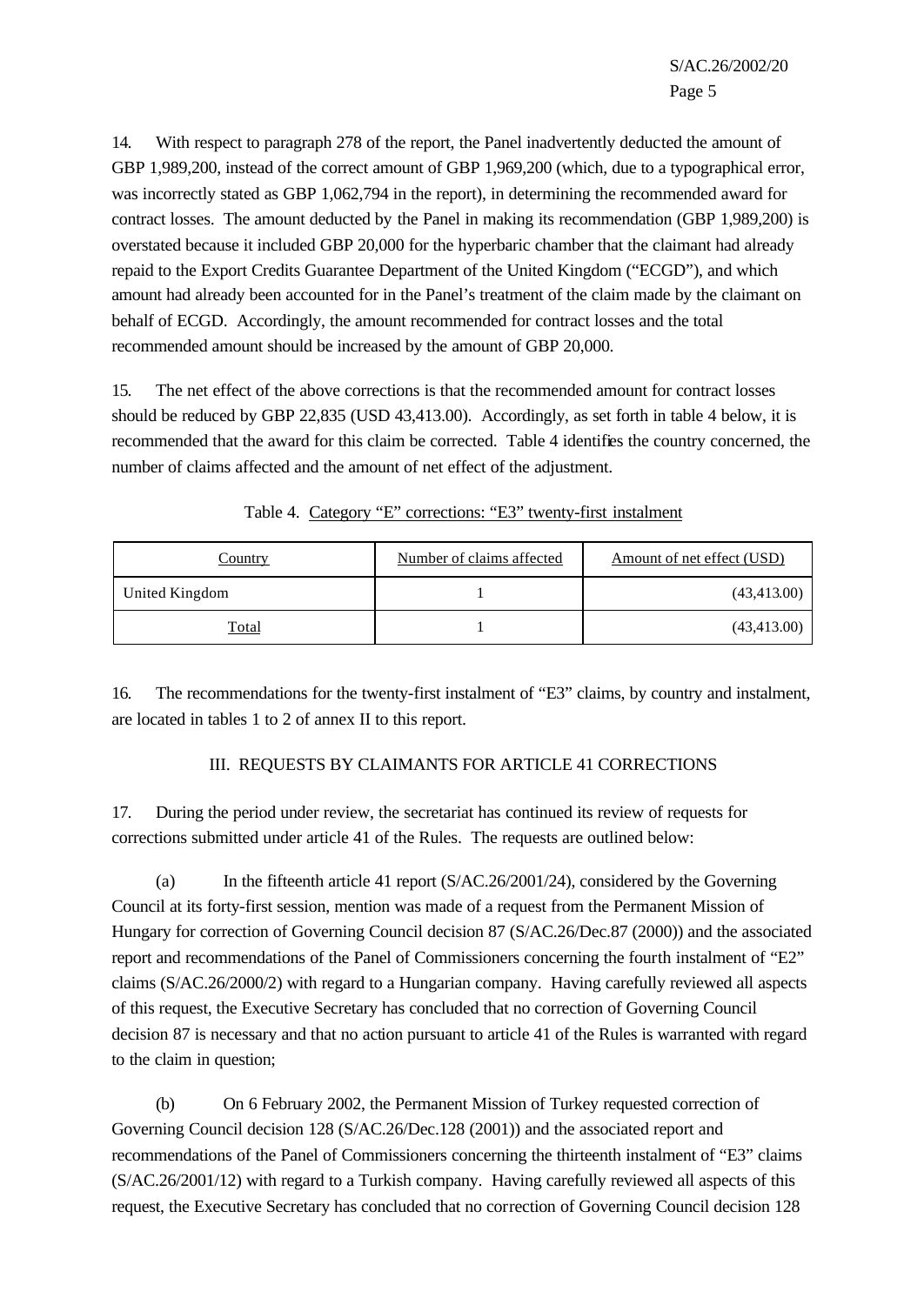14. With respect to paragraph 278 of the report, the Panel inadvertently deducted the amount of GBP 1,989,200, instead of the correct amount of GBP 1,969,200 (which, due to a typographical error, was incorrectly stated as GBP 1,062,794 in the report), in determining the recommended award for contract losses. The amount deducted by the Panel in making its recommendation (GBP 1,989,200) is overstated because it included GBP 20,000 for the hyperbaric chamber that the claimant had already repaid to the Export Credits Guarantee Department of the United Kingdom ("ECGD"), and which amount had already been accounted for in the Panel's treatment of the claim made by the claimant on behalf of ECGD. Accordingly, the amount recommended for contract losses and the total recommended amount should be increased by the amount of GBP 20,000.

15. The net effect of the above corrections is that the recommended amount for contract losses should be reduced by GBP 22,835 (USD 43,413.00). Accordingly, as set forth in table 4 below, it is recommended that the award for this claim be corrected. Table 4 identifies the country concerned, the number of claims affected and the amount of net effect of the adjustment.

Table 4. Category "E" corrections: "E3" twenty-first instalment

| Country | Number of claims affected | Amount of net effect (USD) |
|---|---|---|
| United Kingdom | 1 | (43,413.00) |
| Total | 1 | (43,413.00) |

16. The recommendations for the twenty-first instalment of "E3" claims, by country and instalment, are located in tables 1 to 2 of annex II to this report.

## III. REQUESTS BY CLAIMANTS FOR ARTICLE 41 CORRECTIONS

17. During the period under review, the secretariat has continued its review of requests for corrections submitted under article 41 of the Rules. The requests are outlined below:

(a) In the fifteenth article 41 report (S/AC.26/2001/24), considered by the Governing Council at its forty-first session, mention was made of a request from the Permanent Mission of Hungary for correction of Governing Council decision 87 (S/AC.26/Dec.87 (2000)) and the associated report and recommendations of the Panel of Commissioners concerning the fourth instalment of "E2" claims (S/AC.26/2000/2) with regard to a Hungarian company. Having carefully reviewed all aspects of this request, the Executive Secretary has concluded that no correction of Governing Council decision 87 is necessary and that no action pursuant to article 41 of the Rules is warranted with regard to the claim in question;

(b) On 6 February 2002, the Permanent Mission of Turkey requested correction of Governing Council decision 128 (S/AC.26/Dec.128 (2001)) and the associated report and recommendations of the Panel of Commissioners concerning the thirteenth instalment of "E3" claims (S/AC.26/2001/12) with regard to a Turkish company. Having carefully reviewed all aspects of this request, the Executive Secretary has concluded that no correction of Governing Council decision 128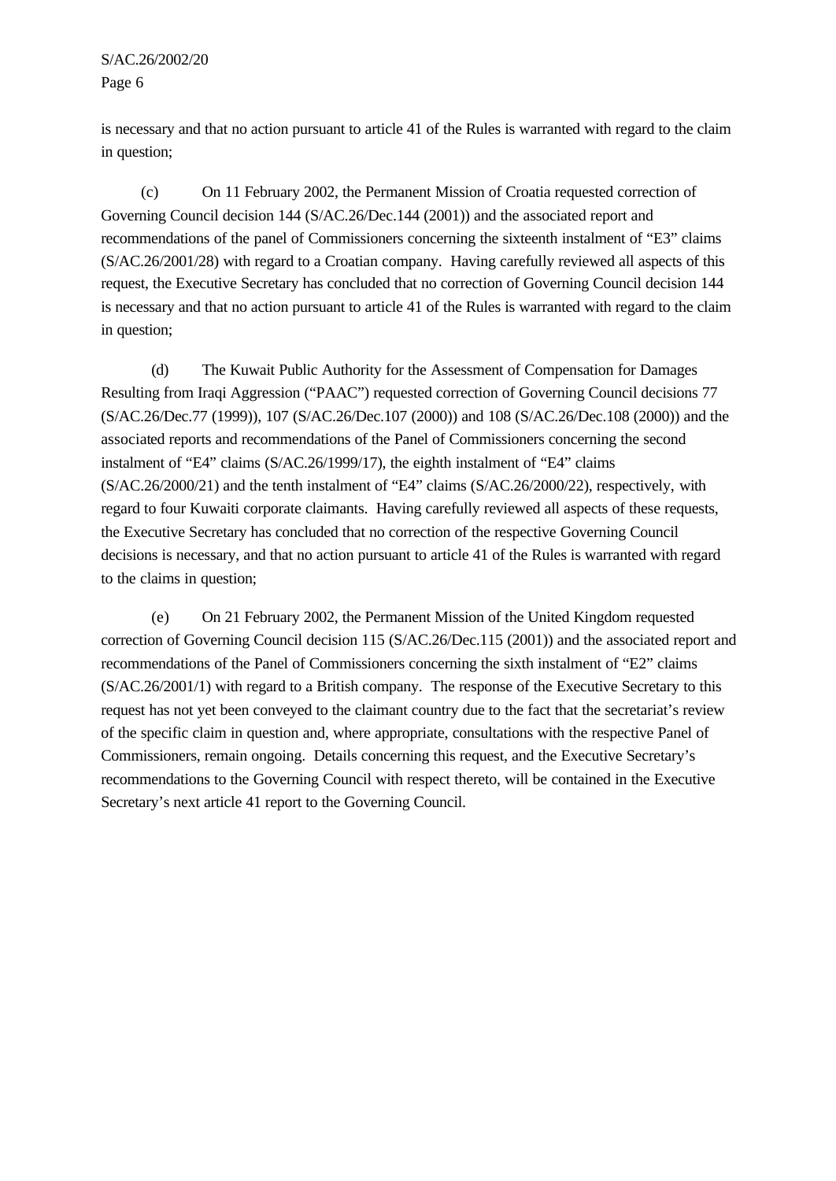is necessary and that no action pursuant to article 41 of the Rules is warranted with regard to the claim in question;

(c) On 11 February 2002, the Permanent Mission of Croatia requested correction of Governing Council decision 144 (S/AC.26/Dec.144 (2001)) and the associated report and recommendations of the panel of Commissioners concerning the sixteenth instalment of "E3" claims (S/AC.26/2001/28) with regard to a Croatian company. Having carefully reviewed all aspects of this request, the Executive Secretary has concluded that no correction of Governing Council decision 144 is necessary and that no action pursuant to article 41 of the Rules is warranted with regard to the claim in question;

(d) The Kuwait Public Authority for the Assessment of Compensation for Damages Resulting from Iraqi Aggression ("PAAC") requested correction of Governing Council decisions 77 (S/AC.26/Dec.77 (1999)), 107 (S/AC.26/Dec.107 (2000)) and 108 (S/AC.26/Dec.108 (2000)) and the associated reports and recommendations of the Panel of Commissioners concerning the second instalment of "E4" claims (S/AC.26/1999/17), the eighth instalment of "E4" claims (S/AC.26/2000/21) and the tenth instalment of "E4" claims (S/AC.26/2000/22), respectively, with regard to four Kuwaiti corporate claimants. Having carefully reviewed all aspects of these requests, the Executive Secretary has concluded that no correction of the respective Governing Council decisions is necessary, and that no action pursuant to article 41 of the Rules is warranted with regard to the claims in question;

(e) On 21 February 2002, the Permanent Mission of the United Kingdom requested correction of Governing Council decision 115 (S/AC.26/Dec.115 (2001)) and the associated report and recommendations of the Panel of Commissioners concerning the sixth instalment of "E2" claims (S/AC.26/2001/1) with regard to a British company. The response of the Executive Secretary to this request has not yet been conveyed to the claimant country due to the fact that the secretariat's review of the specific claim in question and, where appropriate, consultations with the respective Panel of Commissioners, remain ongoing. Details concerning this request, and the Executive Secretary's recommendations to the Governing Council with respect thereto, will be contained in the Executive Secretary's next article 41 report to the Governing Council.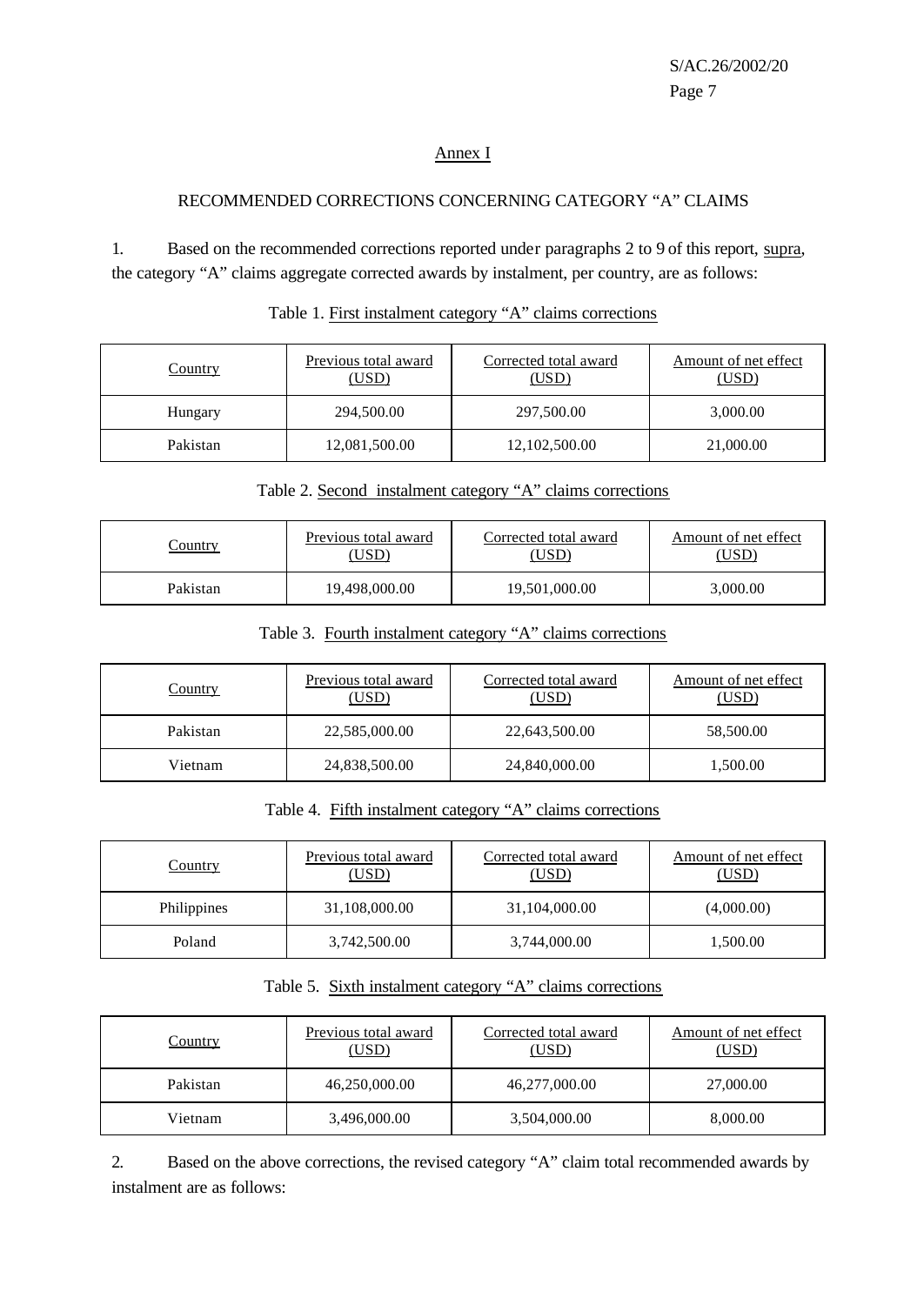## Annex I

### RECOMMENDED CORRECTIONS CONCERNING CATEGORY "A" CLAIMS

1. Based on the recommended corrections reported under paragraphs 2 to 9 of this report, supra, the category "A" claims aggregate corrected awards by instalment, per country, are as follows:

Table 1. First instalment category "A" claims corrections

| Country | Previous total award (USD) | Corrected total award (USD) | Amount of net effect (USD) |
|---|---|---|---|
| Hungary | 294,500.00 | 297,500.00 | 3,000.00 |
| Pakistan | 12,081,500.00 | 12,102,500.00 | 21,000.00 |

Table 2. Second instalment category "A" claims corrections

| Country | Previous total award (USD) | Corrected total award (USD) | Amount of net effect (USD) |
|---|---|---|---|
| Pakistan | 19,498,000.00 | 19,501,000.00 | 3,000.00 |

Table 3. Fourth instalment category "A" claims corrections

| Country | Previous total award (USD) | Corrected total award (USD) | Amount of net effect (USD) |
|---|---|---|---|
| Pakistan | 22,585,000.00 | 22,643,500.00 | 58,500.00 |
| Vietnam | 24,838,500.00 | 24,840,000.00 | 1,500.00 |

Table 4. Fifth instalment category "A" claims corrections

| Country | Previous total award (USD) | Corrected total award (USD) | Amount of net effect (USD) |
|---|---|---|---|
| Philippines | 31,108,000.00 | 31,104,000.00 | (4,000.00) |
| Poland | 3,742,500.00 | 3,744,000.00 | 1,500.00 |

Table 5. Sixth instalment category "A" claims corrections

| Country | Previous total award (USD) | Corrected total award (USD) | Amount of net effect (USD) |
|---|---|---|---|
| Pakistan | 46,250,000.00 | 46,277,000.00 | 27,000.00 |
| Vietnam | 3,496,000.00 | 3,504,000.00 | 8,000.00 |

2. Based on the above corrections, the revised category "A" claim total recommended awards by instalment are as follows: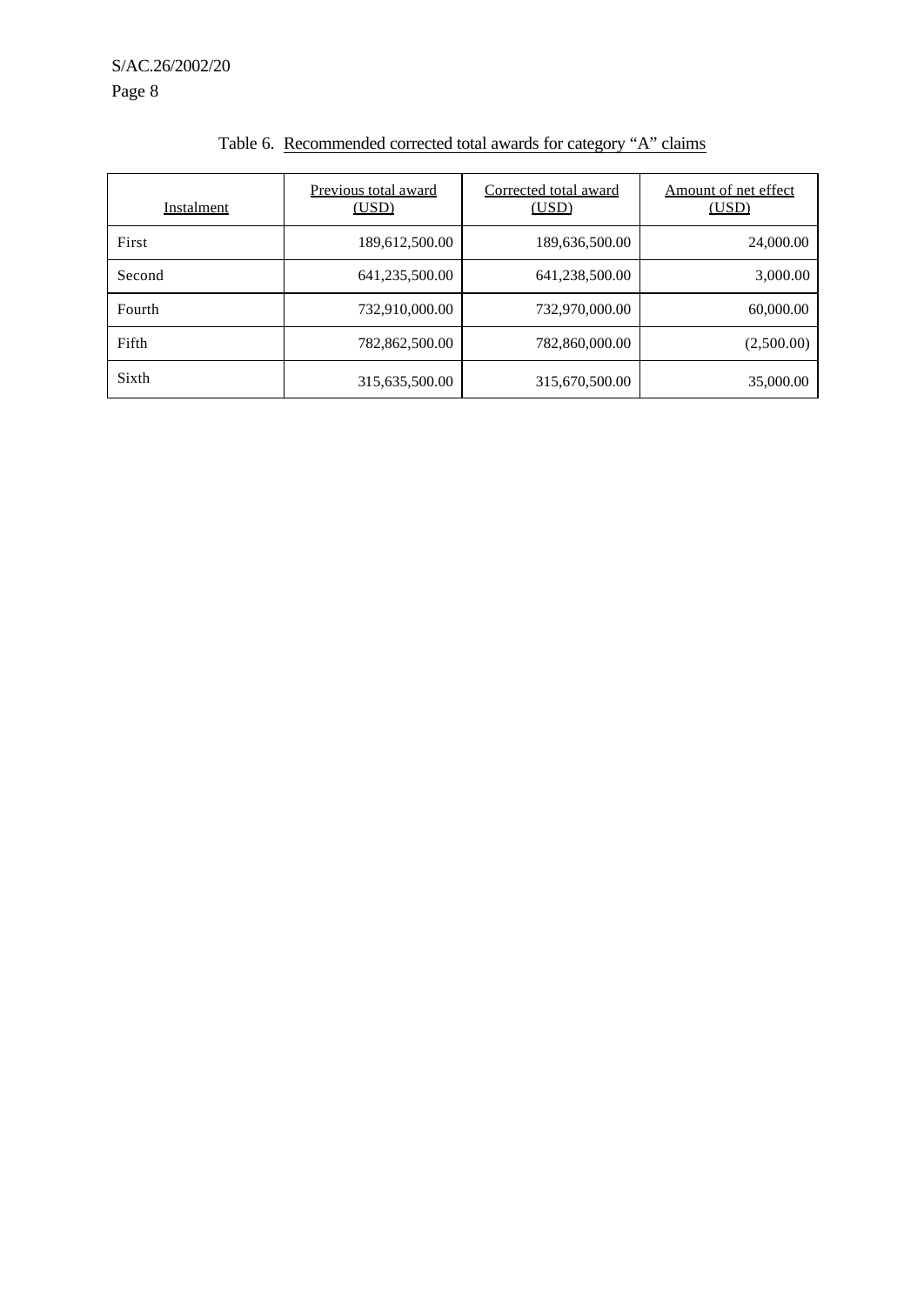Table 6. Recommended corrected total awards for category "A" claims

| Instalment | Previous total award (USD) | Corrected total award (USD) | Amount of net effect (USD) |
|---|---|---|---|
| First | 189,612,500.00 | 189,636,500.00 | 24,000.00 |
| Second | 641,235,500.00 | 641,238,500.00 | 3,000.00 |
| Fourth | 732,910,000.00 | 732,970,000.00 | 60,000.00 |
| Fifth | 782,862,500.00 | 782,860,000.00 | (2,500.00) |
| Sixth | 315,635,500.00 | 315,670,500.00 | 35,000.00 |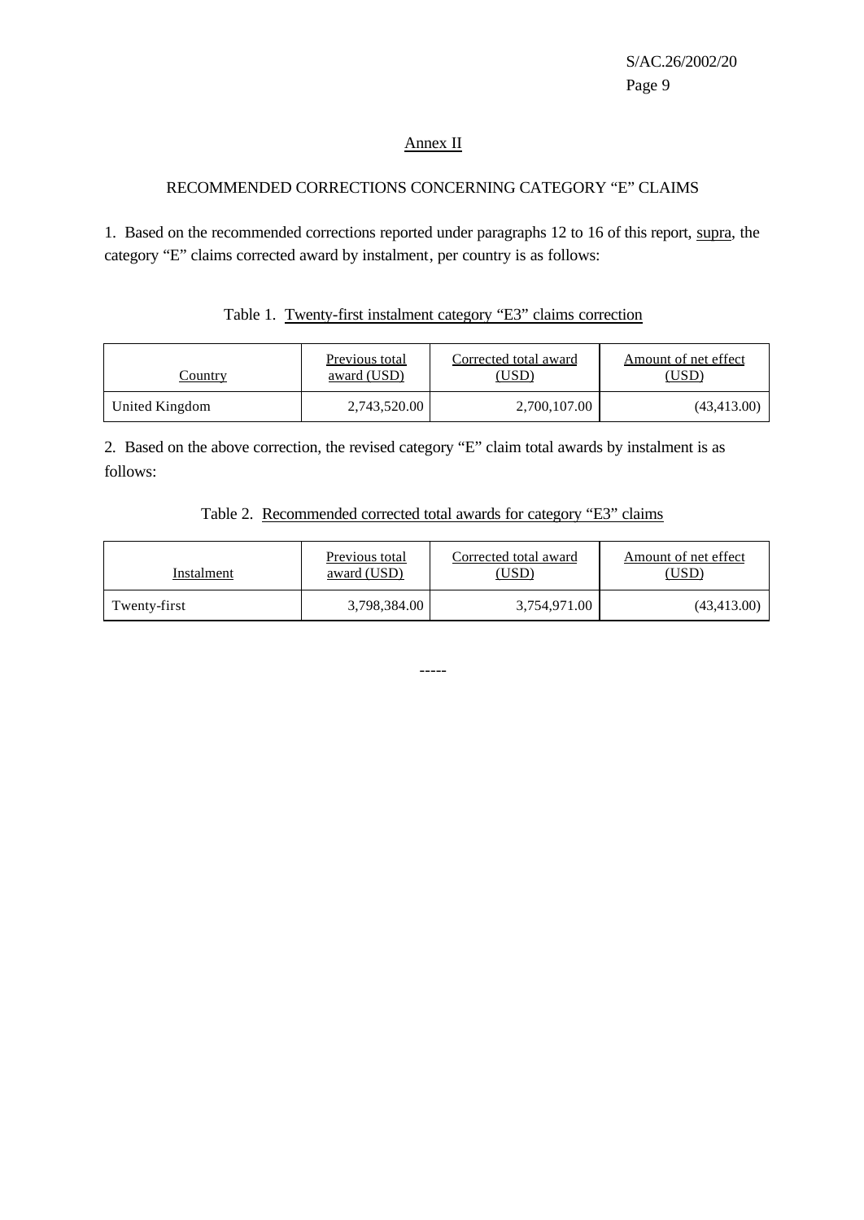## Annex II

### RECOMMENDED CORRECTIONS CONCERNING CATEGORY "E" CLAIMS

1. Based on the recommended corrections reported under paragraphs 12 to 16 of this report, supra, the category "E" claims corrected award by instalment, per country is as follows:

Table 1. Twenty-first instalment category "E3" claims correction

| Country | Previous total award (USD) | Corrected total award (USD) | Amount of net effect (USD) |
|---|---|---|---|
| United Kingdom | 2,743,520.00 | 2,700,107.00 | (43,413.00) |

2. Based on the above correction, the revised category "E" claim total awards by instalment is as follows:

Table 2. Recommended corrected total awards for category "E3" claims

| Instalment | Previous total award (USD) | Corrected total award (USD) | Amount of net effect (USD) |
|---|---|---|---|
| Twenty-first | 3,798,384.00 | 3,754,971.00 | (43,413.00) |

-----